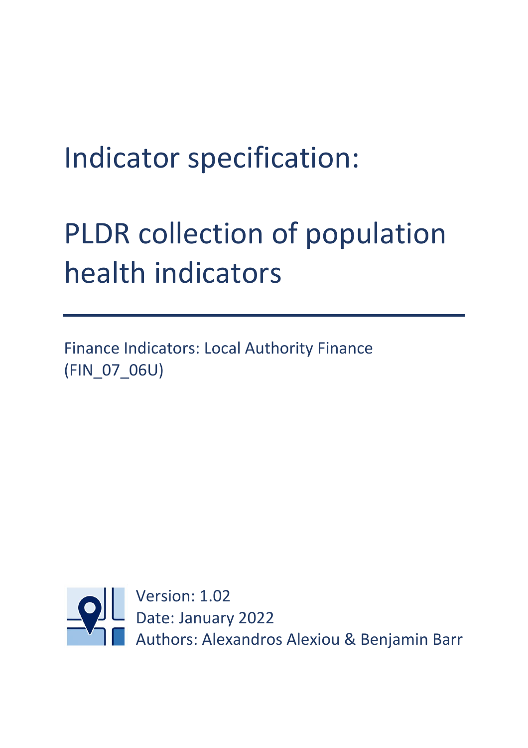# Indicator specification:

# PLDR collection of population health indicators

Finance Indicators: Local Authority Finance (FIN_07_06U)

Version: 1.02
Date: January 2022
Authors: Alexandros Alexiou & Benjamin Barr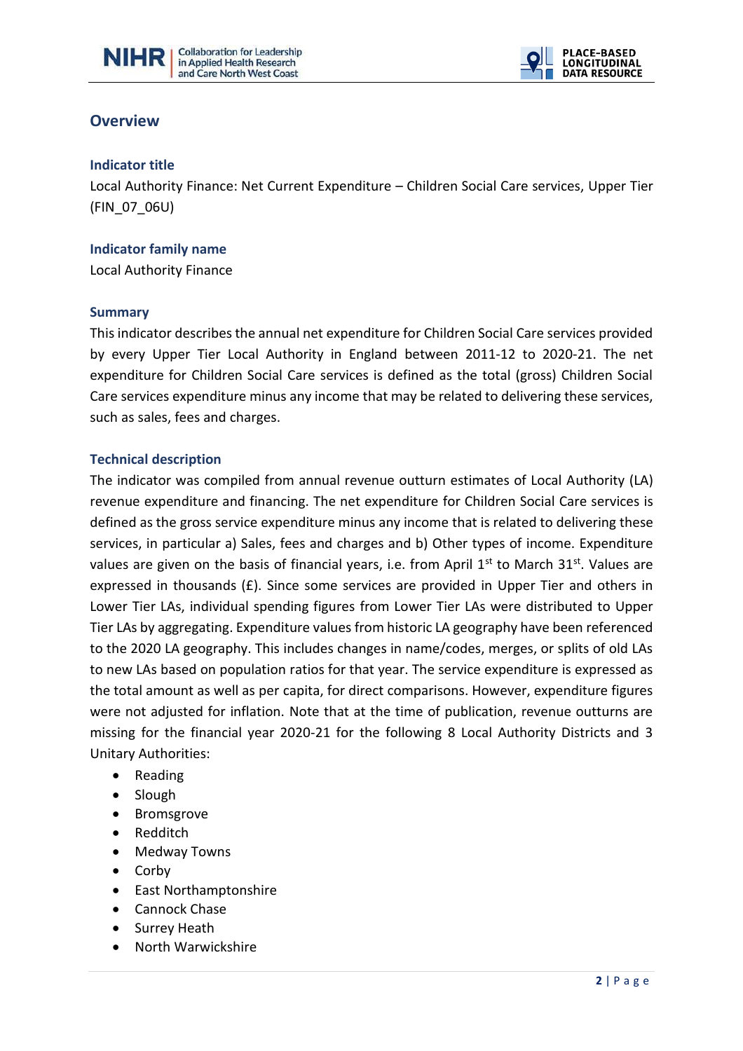## Overview

### Indicator title

Local Authority Finance: Net Current Expenditure – Children Social Care services, Upper Tier (FIN_07_06U)

### Indicator family name

Local Authority Finance

### Summary

This indicator describes the annual net expenditure for Children Social Care services provided by every Upper Tier Local Authority in England between 2011-12 to 2020-21. The net expenditure for Children Social Care services is defined as the total (gross) Children Social Care services expenditure minus any income that may be related to delivering these services, such as sales, fees and charges.

### Technical description

The indicator was compiled from annual revenue outturn estimates of Local Authority (LA) revenue expenditure and financing. The net expenditure for Children Social Care services is defined as the gross service expenditure minus any income that is related to delivering these services, in particular a) Sales, fees and charges and b) Other types of income. Expenditure values are given on the basis of financial years, i.e. from April 1st to March 31st. Values are expressed in thousands (£). Since some services are provided in Upper Tier and others in Lower Tier LAs, individual spending figures from Lower Tier LAs were distributed to Upper Tier LAs by aggregating. Expenditure values from historic LA geography have been referenced to the 2020 LA geography. This includes changes in name/codes, merges, or splits of old LAs to new LAs based on population ratios for that year. The service expenditure is expressed as the total amount as well as per capita, for direct comparisons. However, expenditure figures were not adjusted for inflation. Note that at the time of publication, revenue outturns are missing for the financial year 2020-21 for the following 8 Local Authority Districts and 3 Unitary Authorities:

- Reading
- Slough
- Bromsgrove
- Redditch
- Medway Towns
- Corby
- East Northamptonshire
- Cannock Chase
- Surrey Heath
- North Warwickshire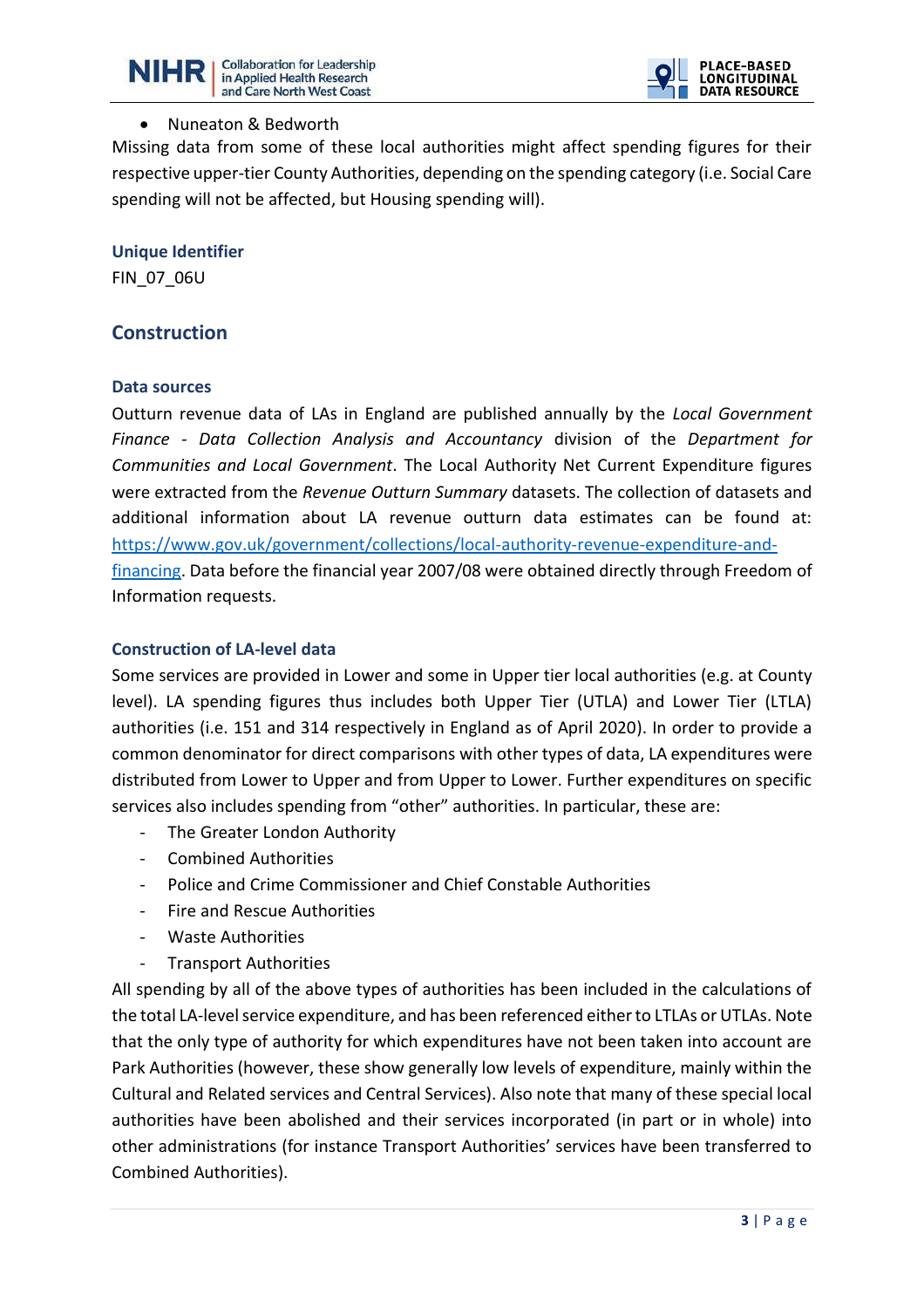- Nuneaton & Bedworth

Missing data from some of these local authorities might affect spending figures for their respective upper-tier County Authorities, depending on the spending category (i.e. Social Care spending will not be affected, but Housing spending will).

### Unique Identifier

FIN_07_06U

## Construction

### Data sources

Outturn revenue data of LAs in England are published annually by the *Local Government Finance - Data Collection Analysis and Accountancy* division of the *Department for Communities and Local Government*. The Local Authority Net Current Expenditure figures were extracted from the *Revenue Outturn Summary* datasets. The collection of datasets and additional information about LA revenue outturn data estimates can be found at: [https://www.gov.uk/government/collections/local-authority-revenue-expenditure-and-financing](https://www.gov.uk/government/collections/local-authority-revenue-expenditure-and-financing). Data before the financial year 2007/08 were obtained directly through Freedom of Information requests.

### Construction of LA-level data

Some services are provided in Lower and some in Upper tier local authorities (e.g. at County level). LA spending figures thus includes both Upper Tier (UTLA) and Lower Tier (LTLA) authorities (i.e. 151 and 314 respectively in England as of April 2020). In order to provide a common denominator for direct comparisons with other types of data, LA expenditures were distributed from Lower to Upper and from Upper to Lower. Further expenditures on specific services also includes spending from "other" authorities. In particular, these are:

- The Greater London Authority
- Combined Authorities
- Police and Crime Commissioner and Chief Constable Authorities
- Fire and Rescue Authorities
- Waste Authorities
- Transport Authorities

All spending by all of the above types of authorities has been included in the calculations of the total LA-level service expenditure, and has been referenced either to LTLAs or UTLAs. Note that the only type of authority for which expenditures have not been taken into account are Park Authorities (however, these show generally low levels of expenditure, mainly within the Cultural and Related services and Central Services). Also note that many of these special local authorities have been abolished and their services incorporated (in part or in whole) into other administrations (for instance Transport Authorities' services have been transferred to Combined Authorities).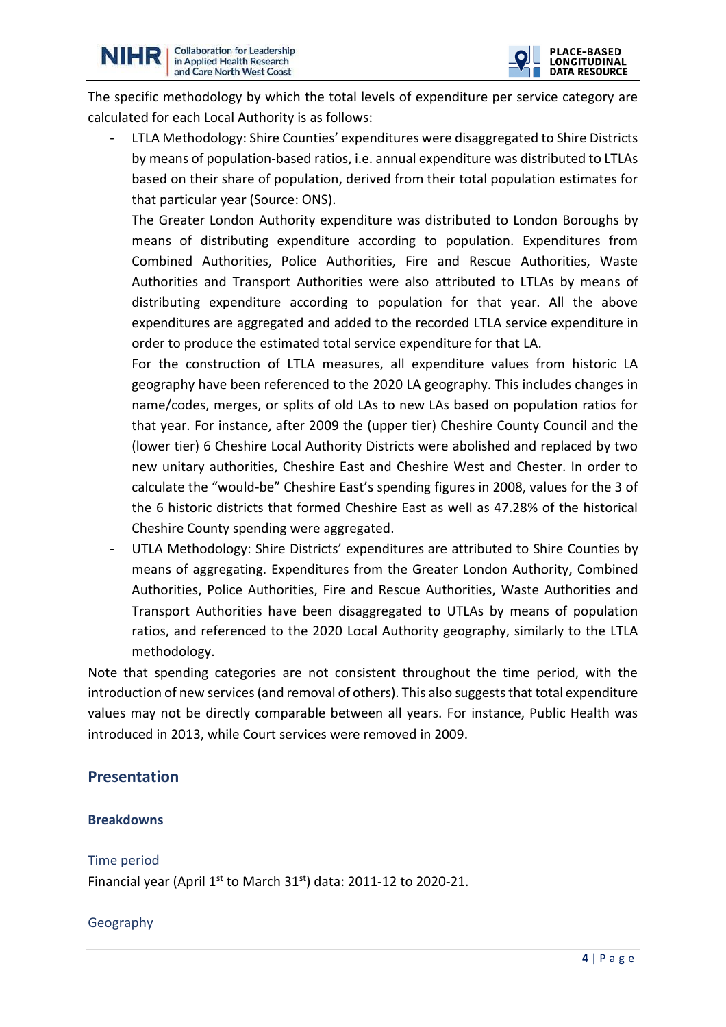The specific methodology by which the total levels of expenditure per service category are calculated for each Local Authority is as follows:

- LTLA Methodology: Shire Counties' expenditures were disaggregated to Shire Districts by means of population-based ratios, i.e. annual expenditure was distributed to LTLAs based on their share of population, derived from their total population estimates for that particular year (Source: ONS).

  The Greater London Authority expenditure was distributed to London Boroughs by means of distributing expenditure according to population. Expenditures from Combined Authorities, Police Authorities, Fire and Rescue Authorities, Waste Authorities and Transport Authorities were also attributed to LTLAs by means of distributing expenditure according to population for that year. All the above expenditures are aggregated and added to the recorded LTLA service expenditure in order to produce the estimated total service expenditure for that LA.

  For the construction of LTLA measures, all expenditure values from historic LA geography have been referenced to the 2020 LA geography. This includes changes in name/codes, merges, or splits of old LAs to new LAs based on population ratios for that year. For instance, after 2009 the (upper tier) Cheshire County Council and the (lower tier) 6 Cheshire Local Authority Districts were abolished and replaced by two new unitary authorities, Cheshire East and Cheshire West and Chester. In order to calculate the "would-be" Cheshire East's spending figures in 2008, values for the 3 of the 6 historic districts that formed Cheshire East as well as 47.28% of the historical Cheshire County spending were aggregated.
- UTLA Methodology: Shire Districts' expenditures are attributed to Shire Counties by means of aggregating. Expenditures from the Greater London Authority, Combined Authorities, Police Authorities, Fire and Rescue Authorities, Waste Authorities and Transport Authorities have been disaggregated to UTLAs by means of population ratios, and referenced to the 2020 Local Authority geography, similarly to the LTLA methodology.

Note that spending categories are not consistent throughout the time period, with the introduction of new services (and removal of others). This also suggests that total expenditure values may not be directly comparable between all years. For instance, Public Health was introduced in 2013, while Court services were removed in 2009.

## Presentation

### Breakdowns

#### Time period

Financial year (April 1st to March 31st) data: 2011-12 to 2020-21.

#### Geography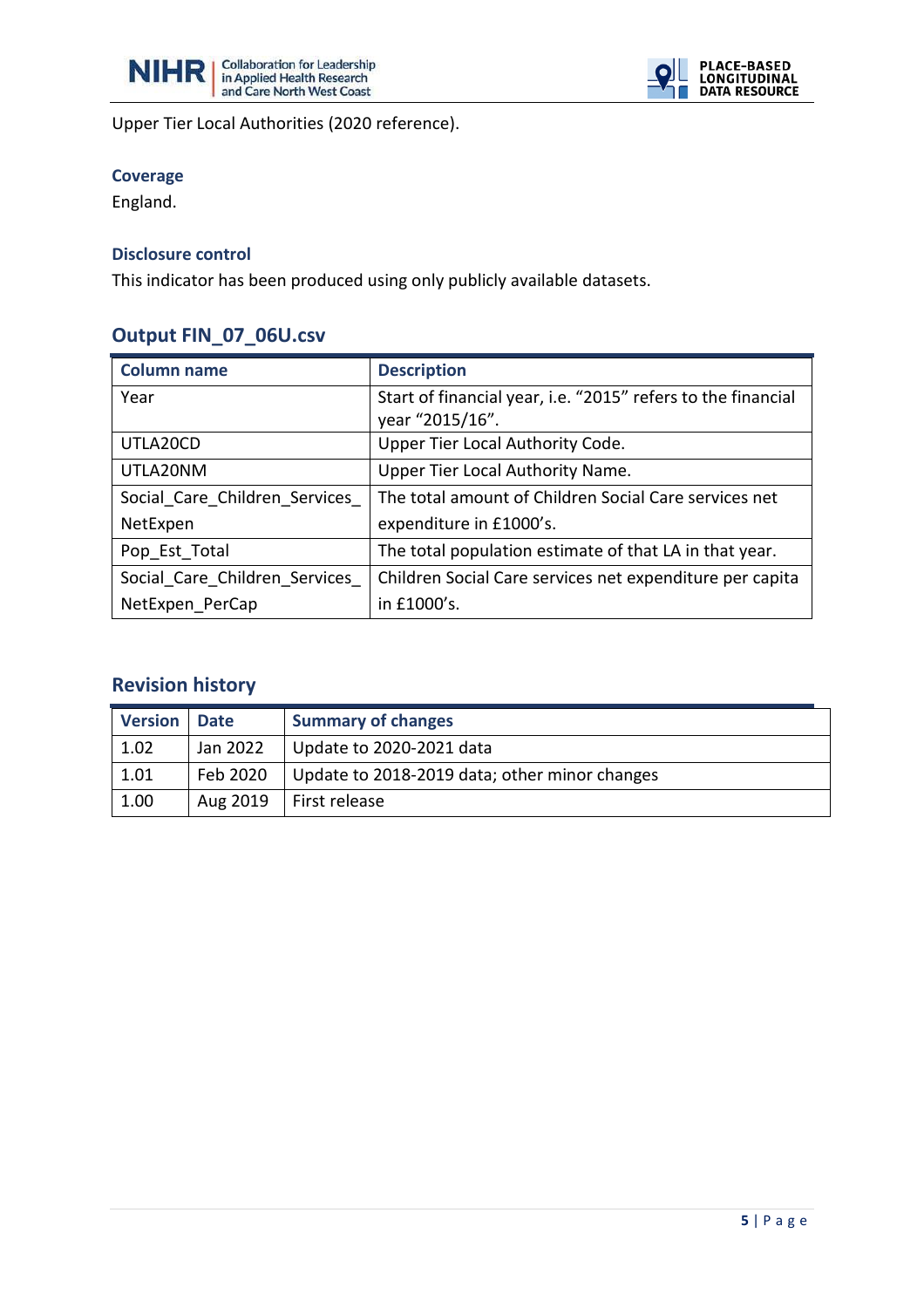Upper Tier Local Authorities (2020 reference).

### Coverage

England.

### Disclosure control

This indicator has been produced using only publicly available datasets.

## Output FIN_07_06U.csv

| Column name | Description |
|---|---|
| Year | Start of financial year, i.e. “2015” refers to the financial year “2015/16”. |
| UTLA20CD | Upper Tier Local Authority Code. |
| UTLA20NM | Upper Tier Local Authority Name. |
| Social_Care_Children_Services_NetExpen | The total amount of Children Social Care services net expenditure in £1000’s. |
| Pop_Est_Total | The total population estimate of that LA in that year. |
| Social_Care_Children_Services_NetExpen_PerCap | Children Social Care services net expenditure per capita in £1000’s. |

## Revision history

| Version | Date | Summary of changes |
|---|---|---|
| 1.02 | Jan 2022 | Update to 2020-2021 data |
| 1.01 | Feb 2020 | Update to 2018-2019 data; other minor changes |
| 1.00 | Aug 2019 | First release |